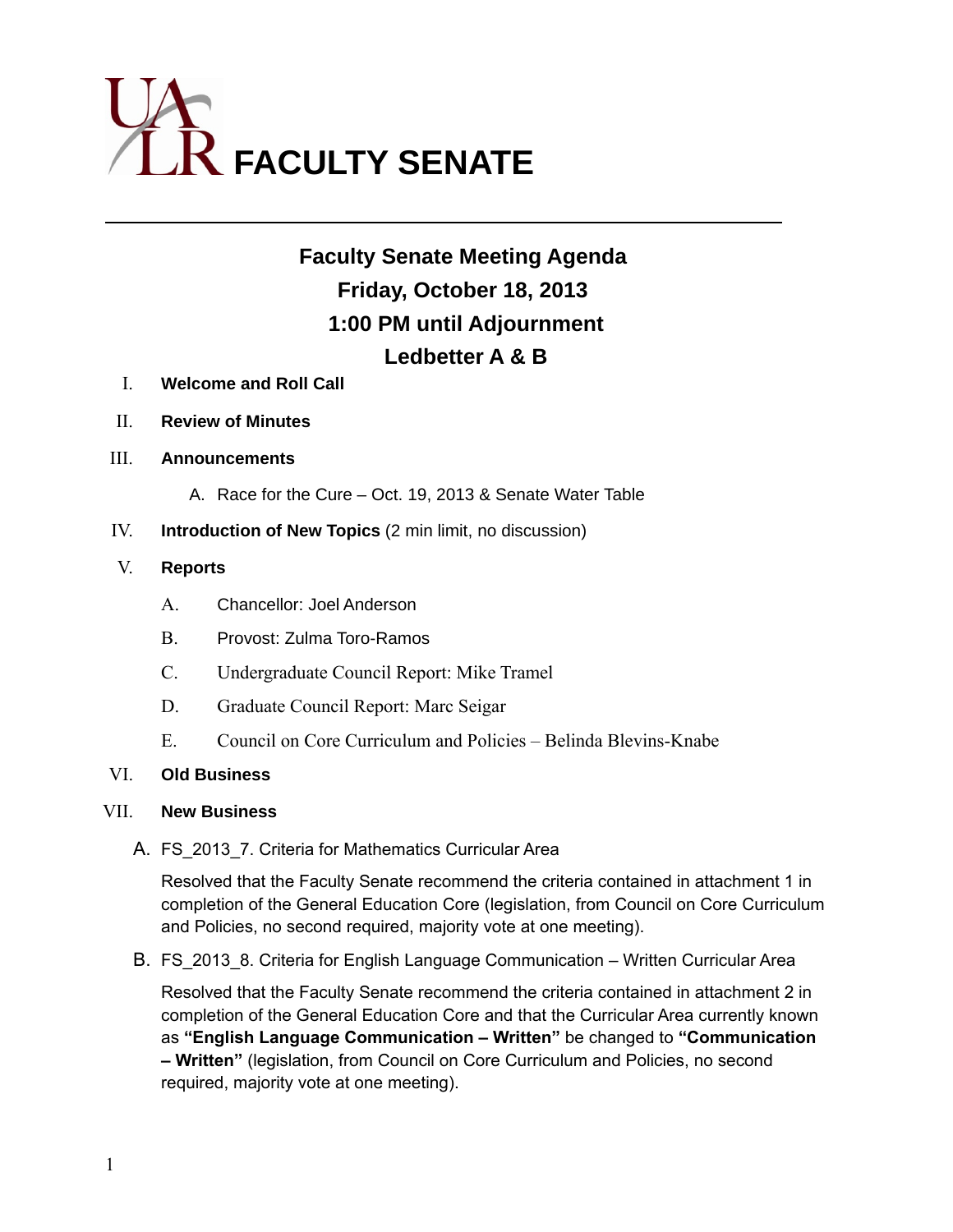# UALR FACULTY SENATE

## Faculty Senate Meeting Agenda
## Friday, October 18, 2013
## 1:00 PM until Adjournment
## Ledbetter A & B

I. **Welcome and Roll Call**

II. **Review of Minutes**

III. **Announcements**

   A. Race for the Cure – Oct. 19, 2013 & Senate Water Table

IV. **Introduction of New Topics** (2 min limit, no discussion)

V. **Reports**

   A. Chancellor: Joel Anderson

   B. Provost: Zulma Toro-Ramos

   C. Undergraduate Council Report: Mike Tramel

   D. Graduate Council Report: Marc Seigar

   E. Council on Core Curriculum and Policies – Belinda Blevins-Knabe

VI. **Old Business**

VII. **New Business**

   A. FS_2013_7. Criteria for Mathematics Curricular Area

   Resolved that the Faculty Senate recommend the criteria contained in attachment 1 in completion of the General Education Core (legislation, from Council on Core Curriculum and Policies, no second required, majority vote at one meeting).

   B. FS_2013_8. Criteria for English Language Communication – Written Curricular Area

   Resolved that the Faculty Senate recommend the criteria contained in attachment 2 in completion of the General Education Core and that the Curricular Area currently known as **"English Language Communication – Written"** be changed to **"Communication – Written"** (legislation, from Council on Core Curriculum and Policies, no second required, majority vote at one meeting).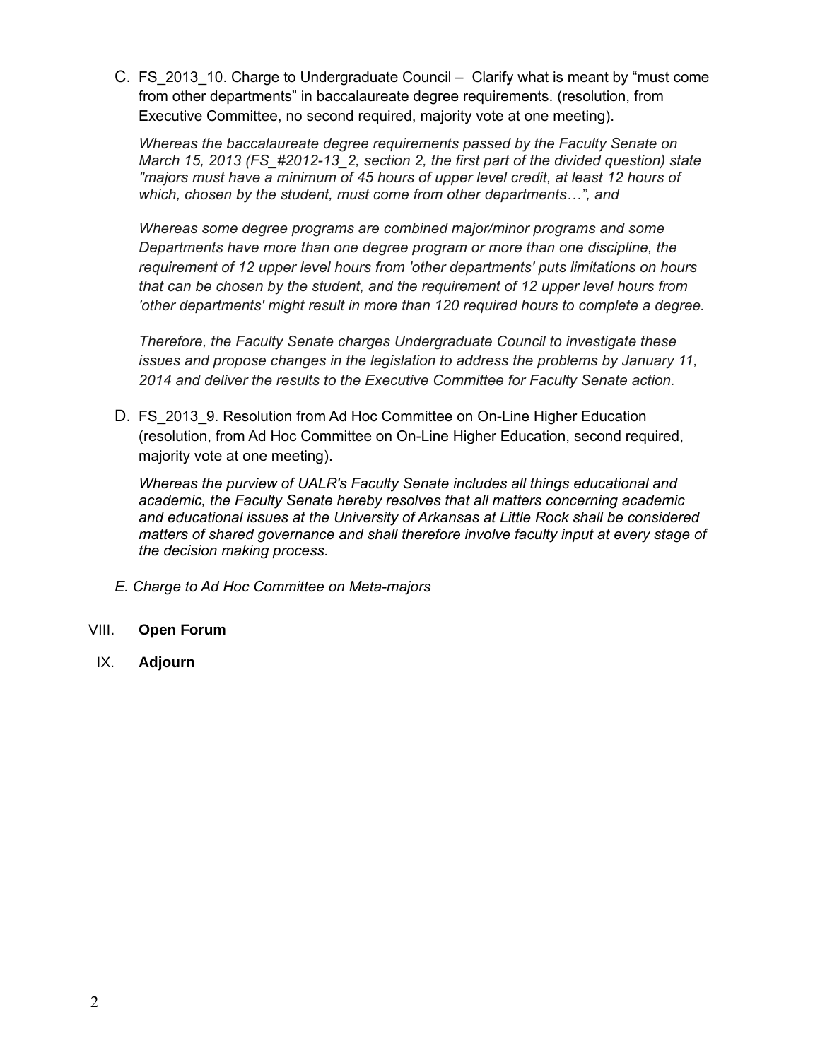C. FS_2013_10. Charge to Undergraduate Council – Clarify what is meant by "must come from other departments" in baccalaureate degree requirements. (resolution, from Executive Committee, no second required, majority vote at one meeting).

*Whereas the baccalaureate degree requirements passed by the Faculty Senate on March 15, 2013 (FS_#2012-13_2, section 2, the first part of the divided question) state "majors must have a minimum of 45 hours of upper level credit, at least 12 hours of which, chosen by the student, must come from other departments…", and*

*Whereas some degree programs are combined major/minor programs and some Departments have more than one degree program or more than one discipline, the requirement of 12 upper level hours from 'other departments' puts limitations on hours that can be chosen by the student, and the requirement of 12 upper level hours from 'other departments' might result in more than 120 required hours to complete a degree.*

*Therefore, the Faculty Senate charges Undergraduate Council to investigate these issues and propose changes in the legislation to address the problems by January 11, 2014 and deliver the results to the Executive Committee for Faculty Senate action.*

D. FS_2013_9. Resolution from Ad Hoc Committee on On-Line Higher Education (resolution, from Ad Hoc Committee on On-Line Higher Education, second required, majority vote at one meeting).

*Whereas the purview of UALR's Faculty Senate includes all things educational and academic, the Faculty Senate hereby resolves that all matters concerning academic and educational issues at the University of Arkansas at Little Rock shall be considered matters of shared governance and shall therefore involve faculty input at every stage of the decision making process.*

*E. Charge to Ad Hoc Committee on Meta-majors*

VIII. **Open Forum**

IX. **Adjourn**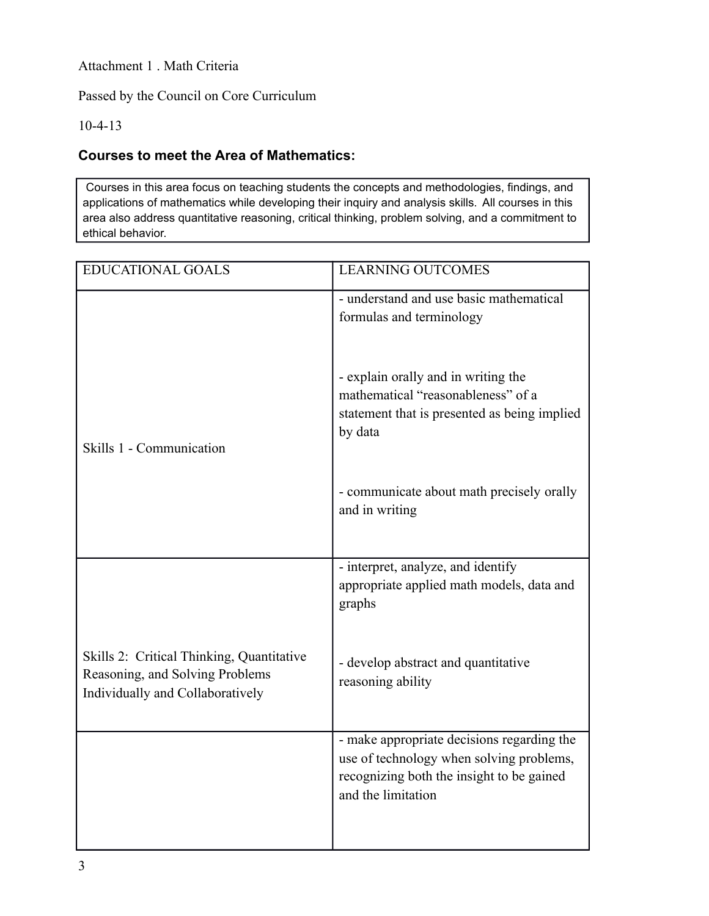Attachment 1 . Math Criteria

Passed by the Council on Core Curriculum

10-4-13

**Courses to meet the Area of Mathematics:**

Courses in this area focus on teaching students the concepts and methodologies, findings, and applications of mathematics while developing their inquiry and analysis skills. All courses in this area also address quantitative reasoning, critical thinking, problem solving, and a commitment to ethical behavior.

| EDUCATIONAL GOALS | LEARNING OUTCOMES |
| --- | --- |
| Skills 1 - Communication | - understand and use basic mathematical formulas and terminology<br><br>- explain orally and in writing the mathematical “reasonableness” of a statement that is presented as being implied by data<br><br>- communicate about math precisely orally and in writing |
| Skills 2: Critical Thinking, Quantitative Reasoning, and Solving Problems Individually and Collaboratively | - interpret, analyze, and identify appropriate applied math models, data and graphs<br><br>- develop abstract and quantitative reasoning ability |
| | - make appropriate decisions regarding the use of technology when solving problems, recognizing both the insight to be gained and the limitation |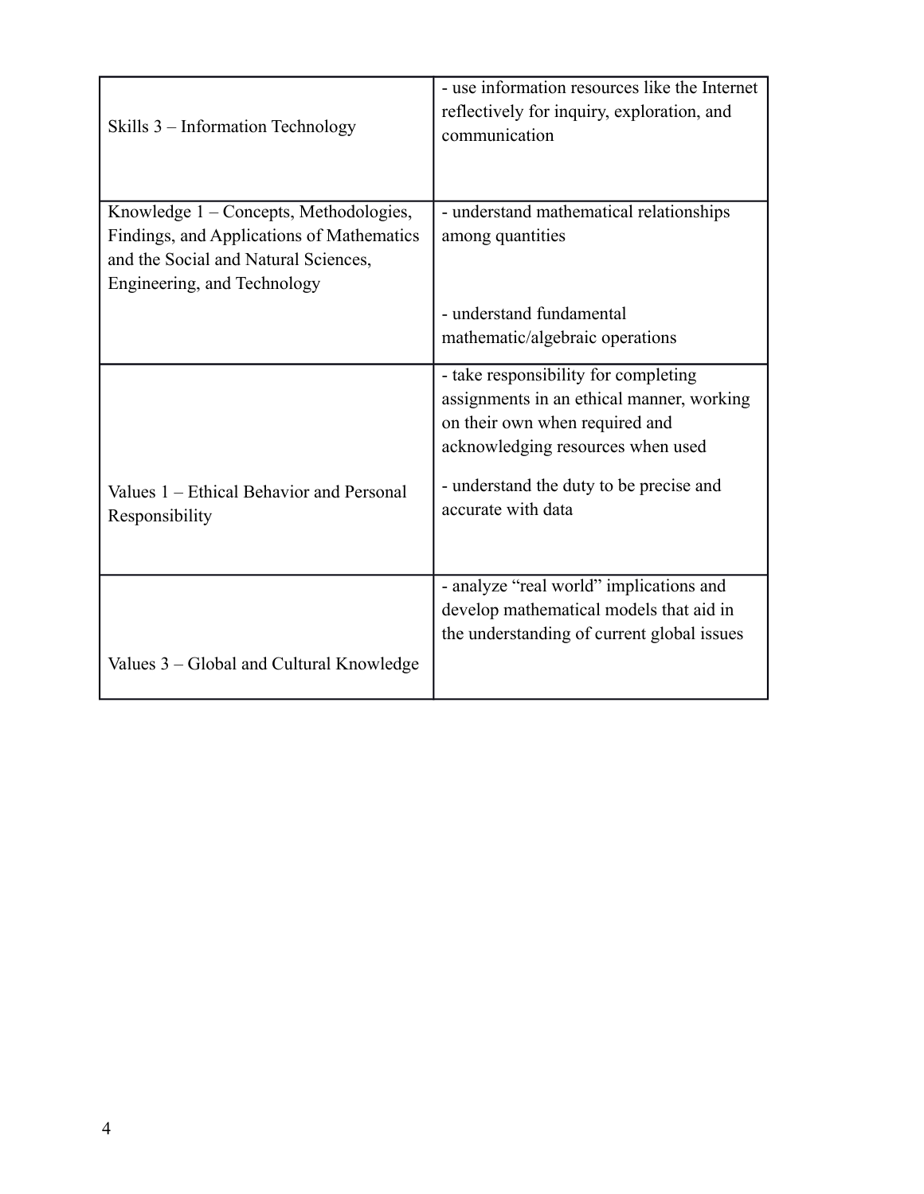| | |
|---|---|
| Skills 3 – Information Technology | - use information resources like the Internet reflectively for inquiry, exploration, and communication |
| Knowledge 1 – Concepts, Methodologies, Findings, and Applications of Mathematics and the Social and Natural Sciences, Engineering, and Technology | - understand mathematical relationships among quantities<br><br>- understand fundamental mathematic/algebraic operations |
| Values 1 – Ethical Behavior and Personal Responsibility | - take responsibility for completing assignments in an ethical manner, working on their own when required and acknowledging resources when used<br><br>- understand the duty to be precise and accurate with data |
| Values 3 – Global and Cultural Knowledge | - analyze "real world" implications and develop mathematical models that aid in the understanding of current global issues |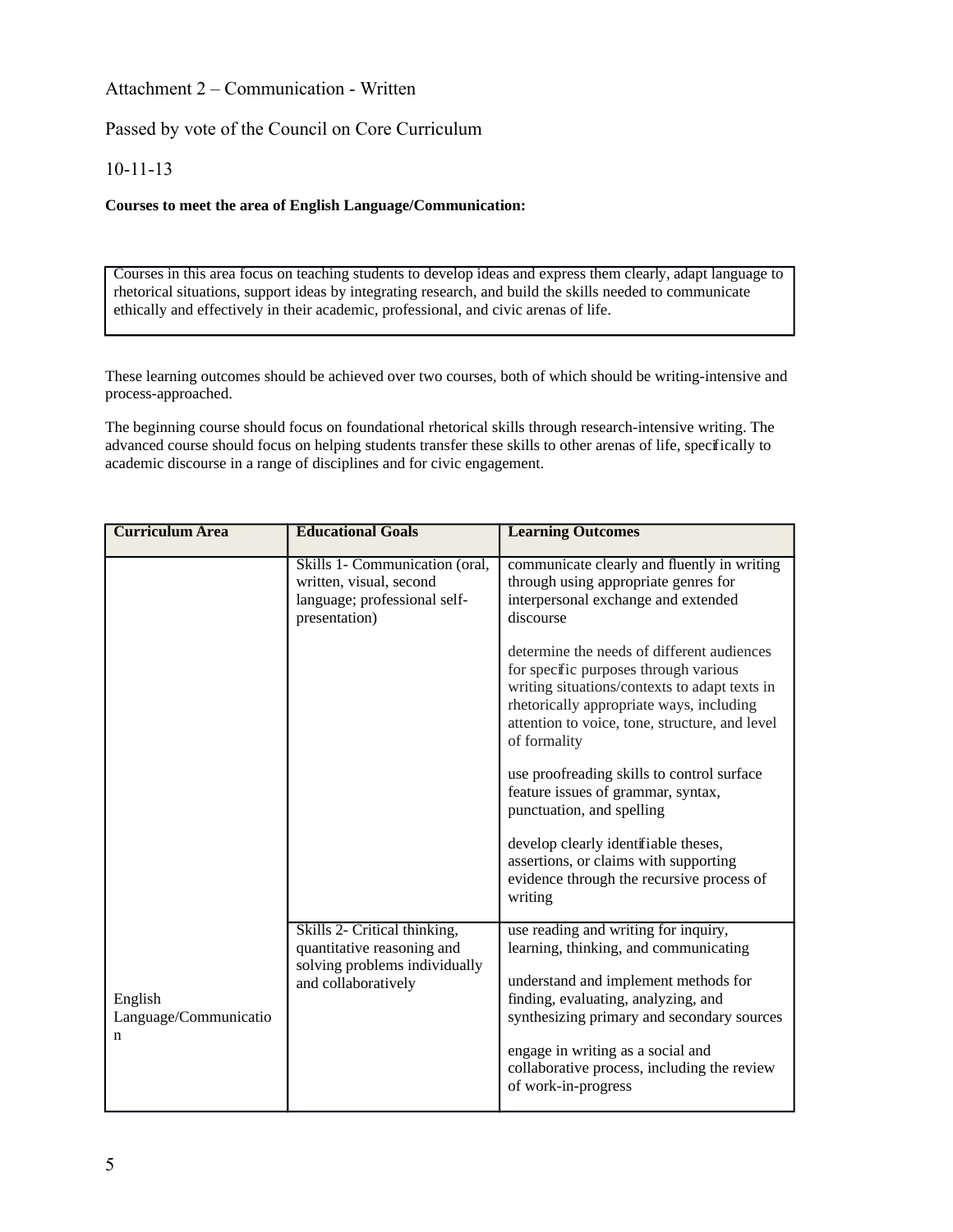Attachment 2 – Communication - Written

Passed by vote of the Council on Core Curriculum

10-11-13

**Courses to meet the area of English Language/Communication:**

| Courses in this area focus on teaching students to develop ideas and express them clearly, adapt language to rhetorical situations, support ideas by integrating research, and build the skills needed to communicate ethically and effectively in their academic, professional, and civic arenas of life. |
|---|

These learning outcomes should be achieved over two courses, both of which should be writing-intensive and process-approached.

The beginning course should focus on foundational rhetorical skills through research-intensive writing. The advanced course should focus on helping students transfer these skills to other arenas of life, specifically to academic discourse in a range of disciplines and for civic engagement.

| Curriculum Area | Educational Goals | Learning Outcomes |
|---|---|---|
| English Language/Communication | Skills 1- Communication (oral, written, visual, second language; professional self-presentation) | communicate clearly and fluently in writing through using appropriate genres for interpersonal exchange and extended discourse<br><br>determine the needs of different audiences for specific purposes through various writing situations/contexts to adapt texts in rhetorically appropriate ways, including attention to voice, tone, structure, and level of formality<br><br>use proofreading skills to control surface feature issues of grammar, syntax, punctuation, and spelling<br><br>develop clearly identifiable theses, assertions, or claims with supporting evidence through the recursive process of writing |
| | Skills 2- Critical thinking, quantitative reasoning and solving problems individually and collaboratively | use reading and writing for inquiry, learning, thinking, and communicating<br><br>understand and implement methods for finding, evaluating, analyzing, and synthesizing primary and secondary sources<br><br>engage in writing as a social and collaborative process, including the review of work-in-progress |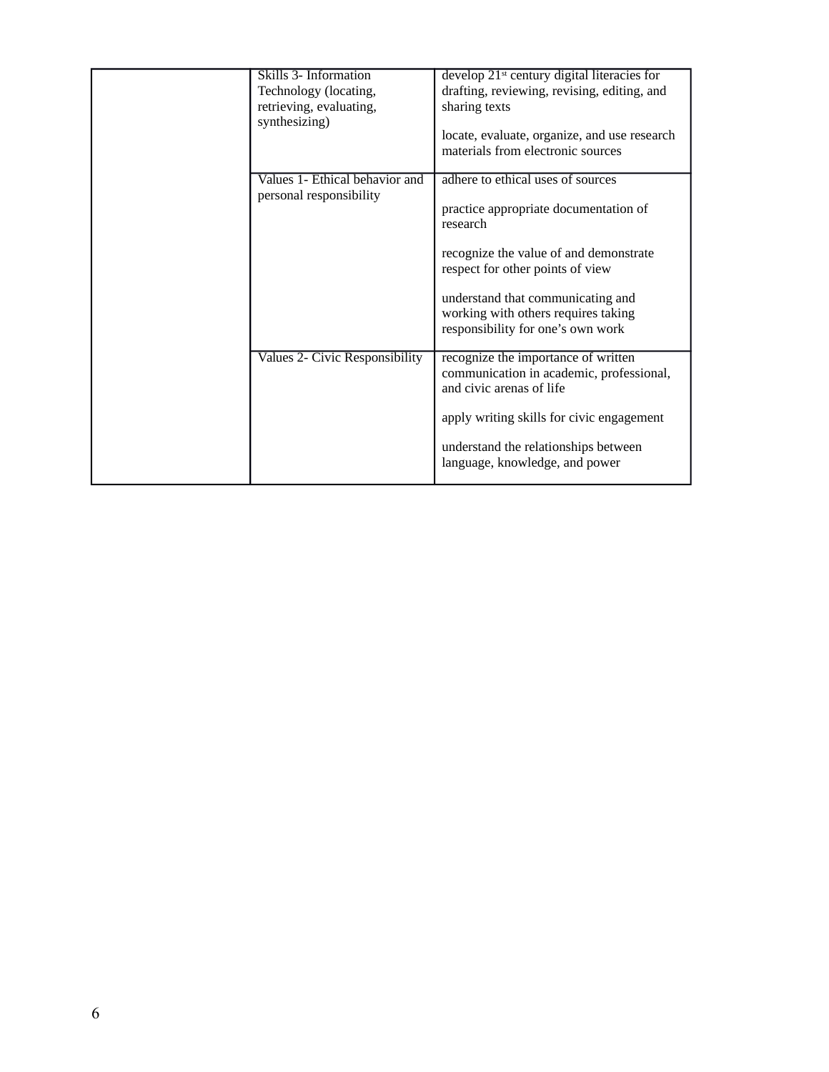| | | |
|---|---|---|
| | Skills 3- Information Technology (locating, retrieving, evaluating, synthesizing) | develop 21st century digital literacies for drafting, reviewing, revising, editing, and sharing texts<br><br>locate, evaluate, organize, and use research materials from electronic sources |
| | Values 1- Ethical behavior and personal responsibility | adhere to ethical uses of sources<br><br>practice appropriate documentation of research<br><br>recognize the value of and demonstrate respect for other points of view<br><br>understand that communicating and working with others requires taking responsibility for one's own work |
| | Values 2- Civic Responsibility | recognize the importance of written communication in academic, professional, and civic arenas of life<br><br>apply writing skills for civic engagement<br><br>understand the relationships between language, knowledge, and power |